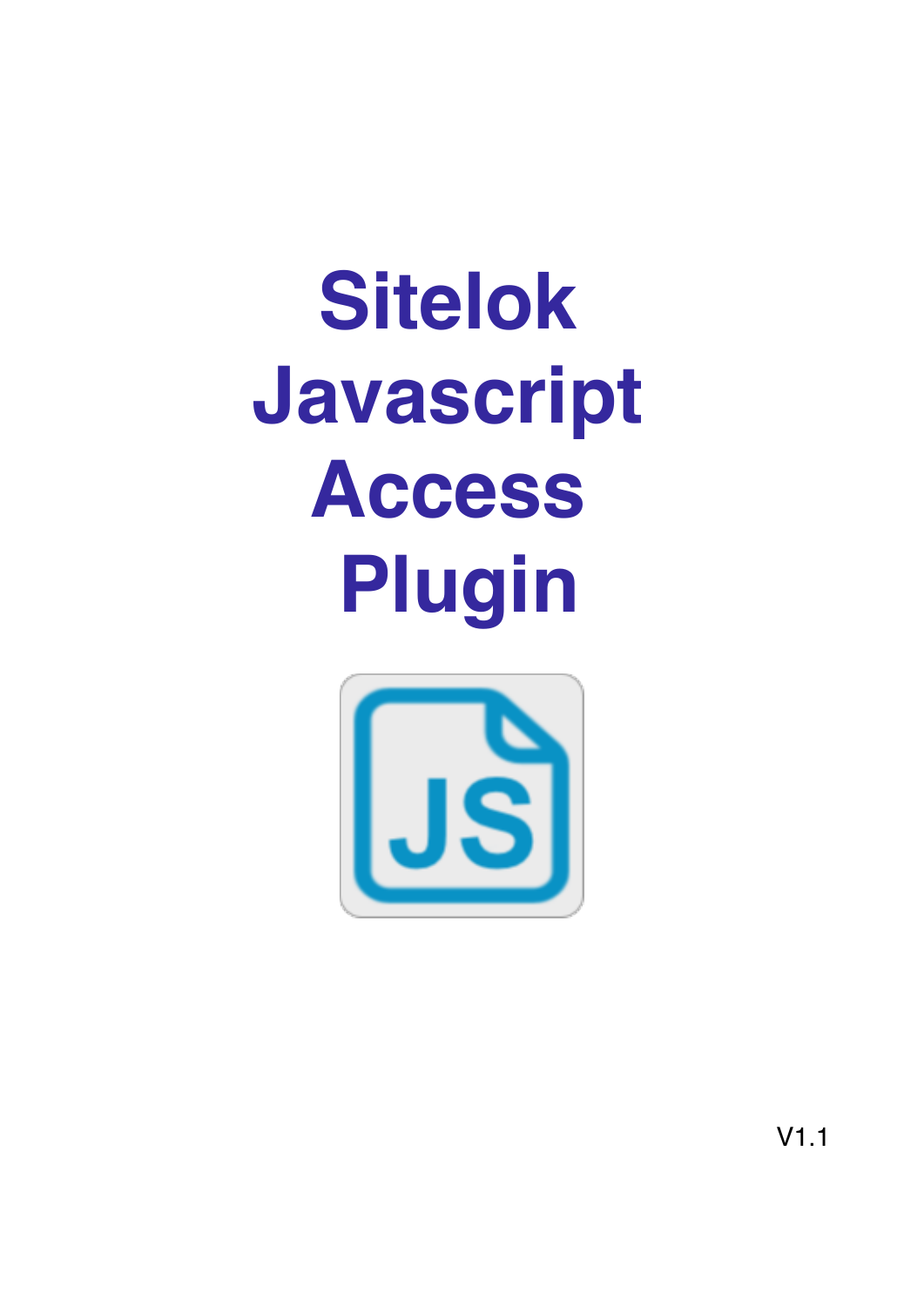# Sitelok Javascript Access Plugin

V1.1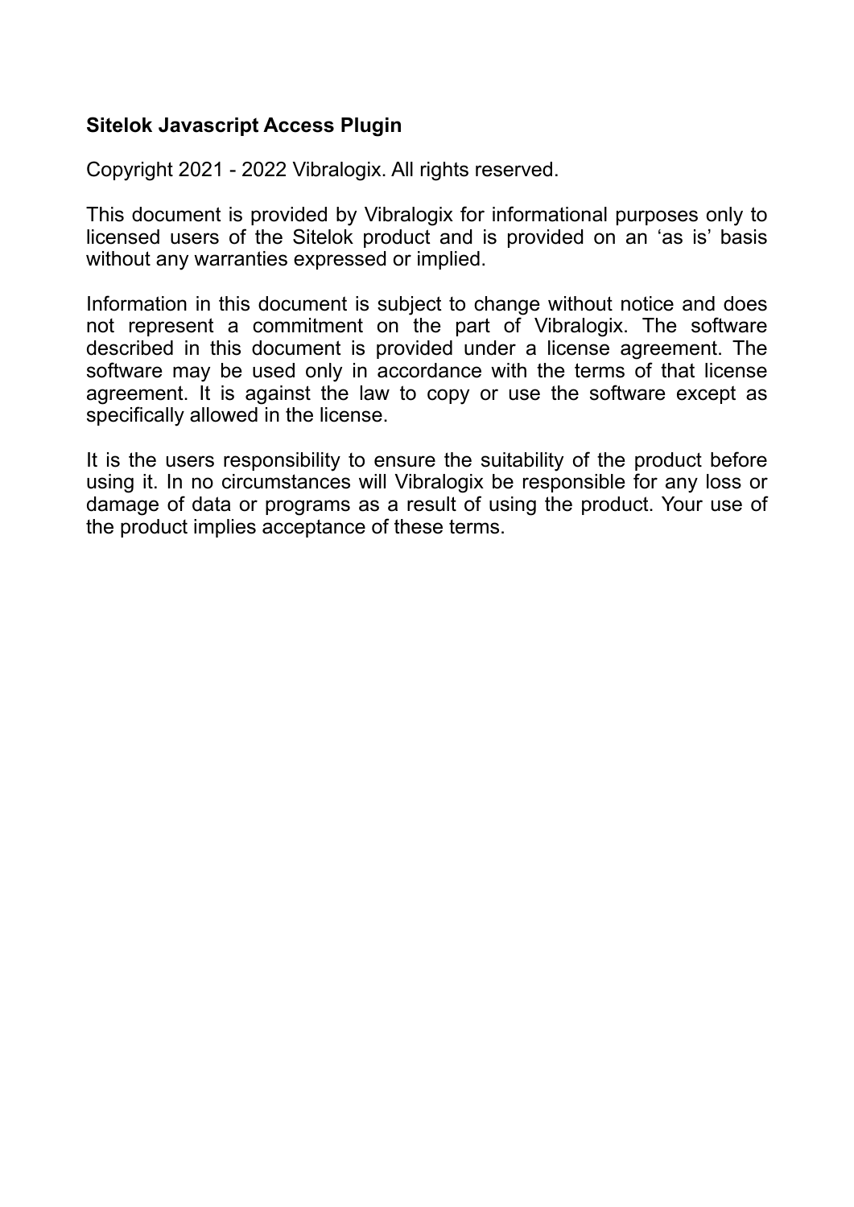**Sitelok Javascript Access Plugin**

Copyright 2021 - 2022 Vibralogix. All rights reserved.

This document is provided by Vibralogix for informational purposes only to licensed users of the Sitelok product and is provided on an ‘as is’ basis without any warranties expressed or implied.

Information in this document is subject to change without notice and does not represent a commitment on the part of Vibralogix. The software described in this document is provided under a license agreement. The software may be used only in accordance with the terms of that license agreement. It is against the law to copy or use the software except as specifically allowed in the license.

It is the users responsibility to ensure the suitability of the product before using it. In no circumstances will Vibralogix be responsible for any loss or damage of data or programs as a result of using the product. Your use of the product implies acceptance of these terms.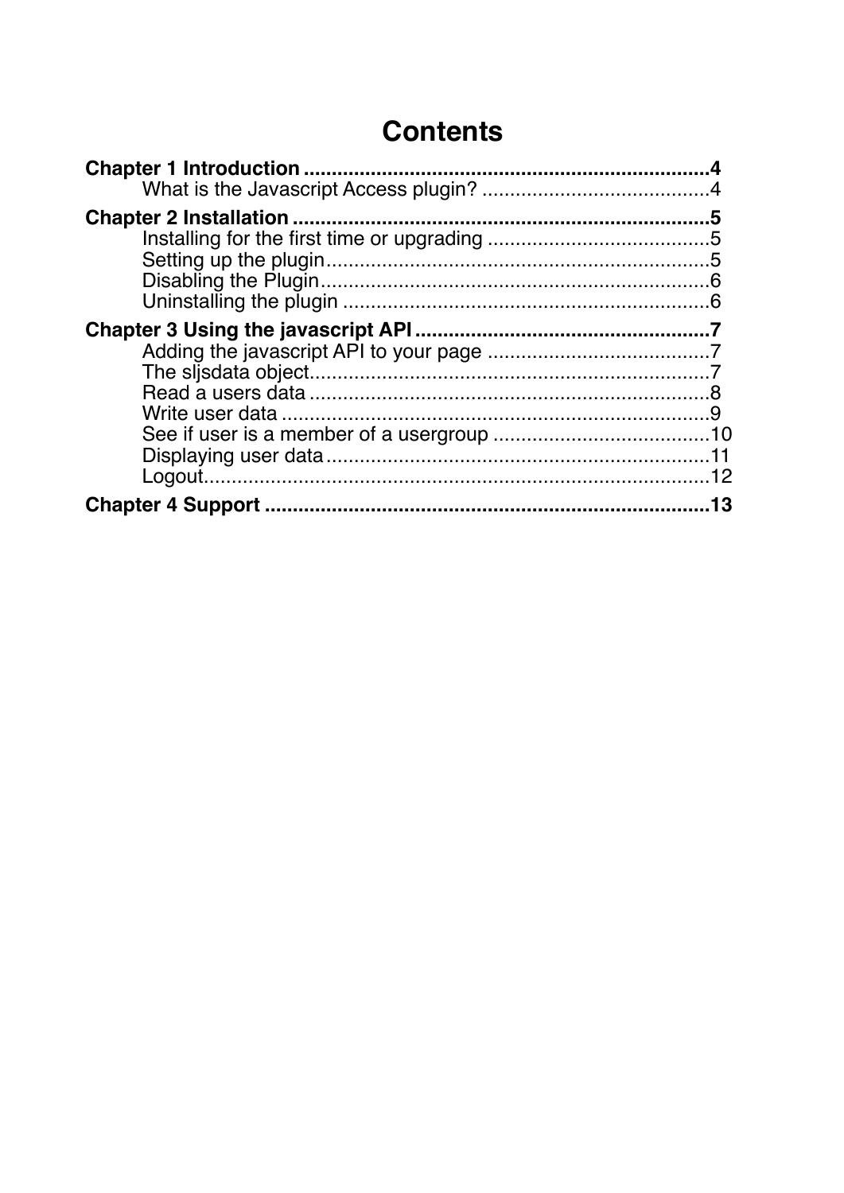# Contents

**Chapter 1 Introduction** .......................................................................4

What is the Javascript Access plugin? ..........................................4

**Chapter 2 Installation** .........................................................................5

Installing for the first time or upgrading .........................................5

Setting up the plugin.......................................................................5

Disabling the Plugin........................................................................6

Uninstalling the plugin ...................................................................6

**Chapter 3 Using the javascript API** ....................................................7

Adding the javascript API to your page .........................................7

The sljsdata object..........................................................................7

Read a users data ..........................................................................8

Write user data ...............................................................................9

See if user is a member of a usergroup ........................................10

Displaying user data......................................................................11

Logout............................................................................................12

**Chapter 4 Support** ................................................................................13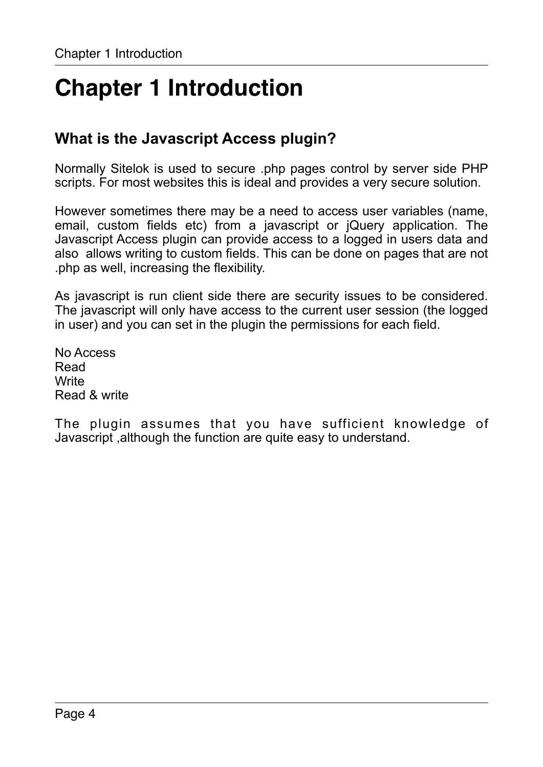# Chapter 1 Introduction

## What is the Javascript Access plugin?

Normally Sitelok is used to secure .php pages control by server side PHP scripts. For most websites this is ideal and provides a very secure solution.

However sometimes there may be a need to access user variables (name, email, custom fields etc) from a javascript or jQuery application. The Javascript Access plugin can provide access to a logged in users data and also allows writing to custom fields. This can be done on pages that are not .php as well, increasing the flexibility.

As javascript is run client side there are security issues to be considered. The javascript will only have access to the current user session (the logged in user) and you can set in the plugin the permissions for each field.

No Access
Read
Write
Read & write

The plugin assumes that you have sufficient knowledge of Javascript ,although the function are quite easy to understand.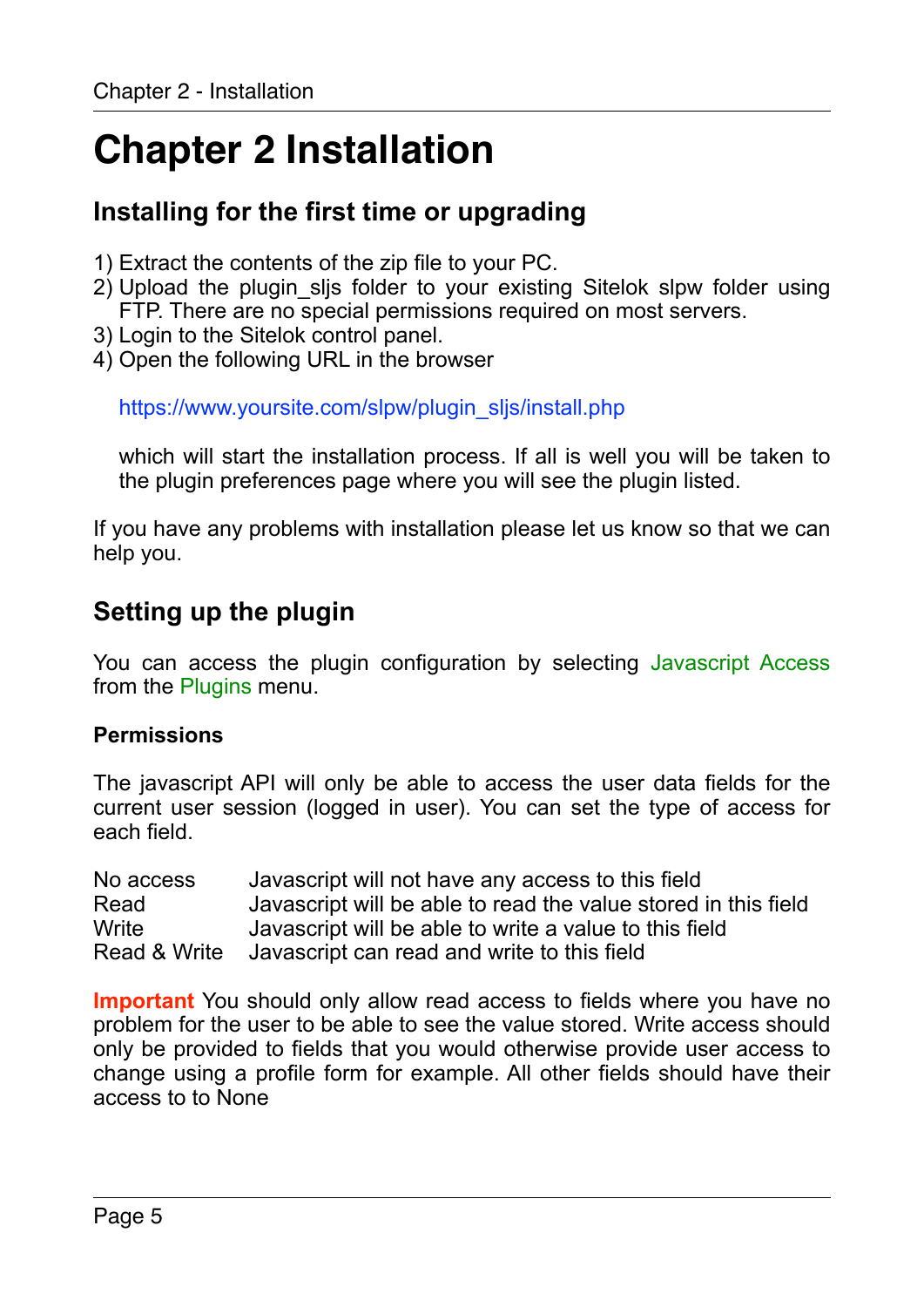# Chapter 2 Installation

## Installing for the first time or upgrading

1) Extract the contents of the zip file to your PC.
2) Upload the plugin_sljs folder to your existing Sitelok slpw folder using FTP. There are no special permissions required on most servers.
3) Login to the Sitelok control panel.
4) Open the following URL in the browser

   https://www.yoursite.com/slpw/plugin_sljs/install.php

   which will start the installation process. If all is well you will be taken to the plugin preferences page where you will see the plugin listed.

If you have any problems with installation please let us know so that we can help you.

## Setting up the plugin

You can access the plugin configuration by selecting Javascript Access from the Plugins menu.

### Permissions

The javascript API will only be able to access the user data fields for the current user session (logged in user). You can set the type of access for each field.

| | |
|---|---|
| No access | Javascript will not have any access to this field |
| Read | Javascript will be able to read the value stored in this field |
| Write | Javascript will be able to write a value to this field |
| Read & Write | Javascript can read and write to this field |

**Important** You should only allow read access to fields where you have no problem for the user to be able to see the value stored. Write access should only be provided to fields that you would otherwise provide user access to change using a profile form for example. All other fields should have their access to to None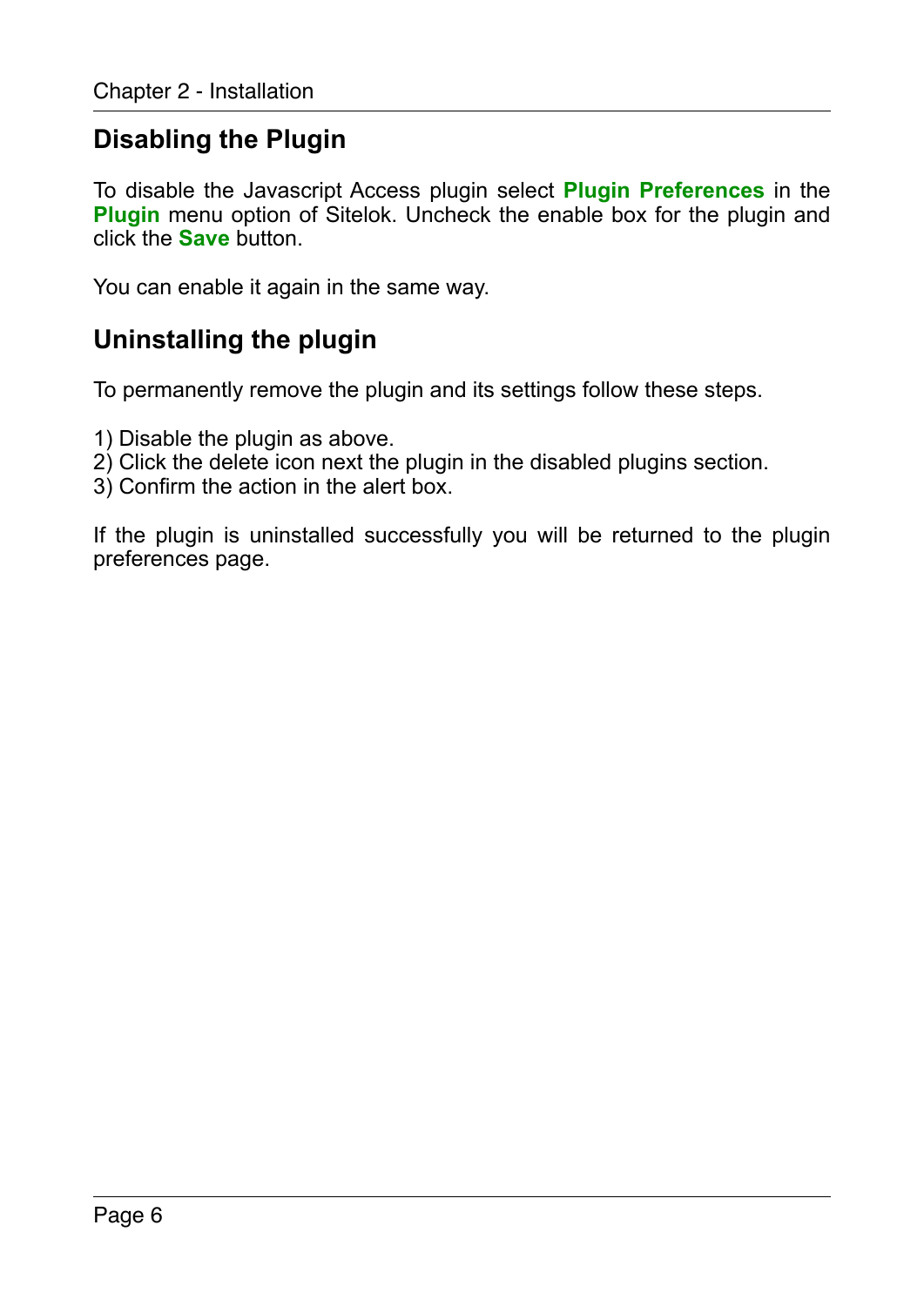## Disabling the Plugin

To disable the Javascript Access plugin select **Plugin Preferences** in the **Plugin** menu option of Sitelok. Uncheck the enable box for the plugin and click the **Save** button.

You can enable it again in the same way.

## Uninstalling the plugin

To permanently remove the plugin and its settings follow these steps.

1) Disable the plugin as above.
2) Click the delete icon next the plugin in the disabled plugins section.
3) Confirm the action in the alert box.

If the plugin is uninstalled successfully you will be returned to the plugin preferences page.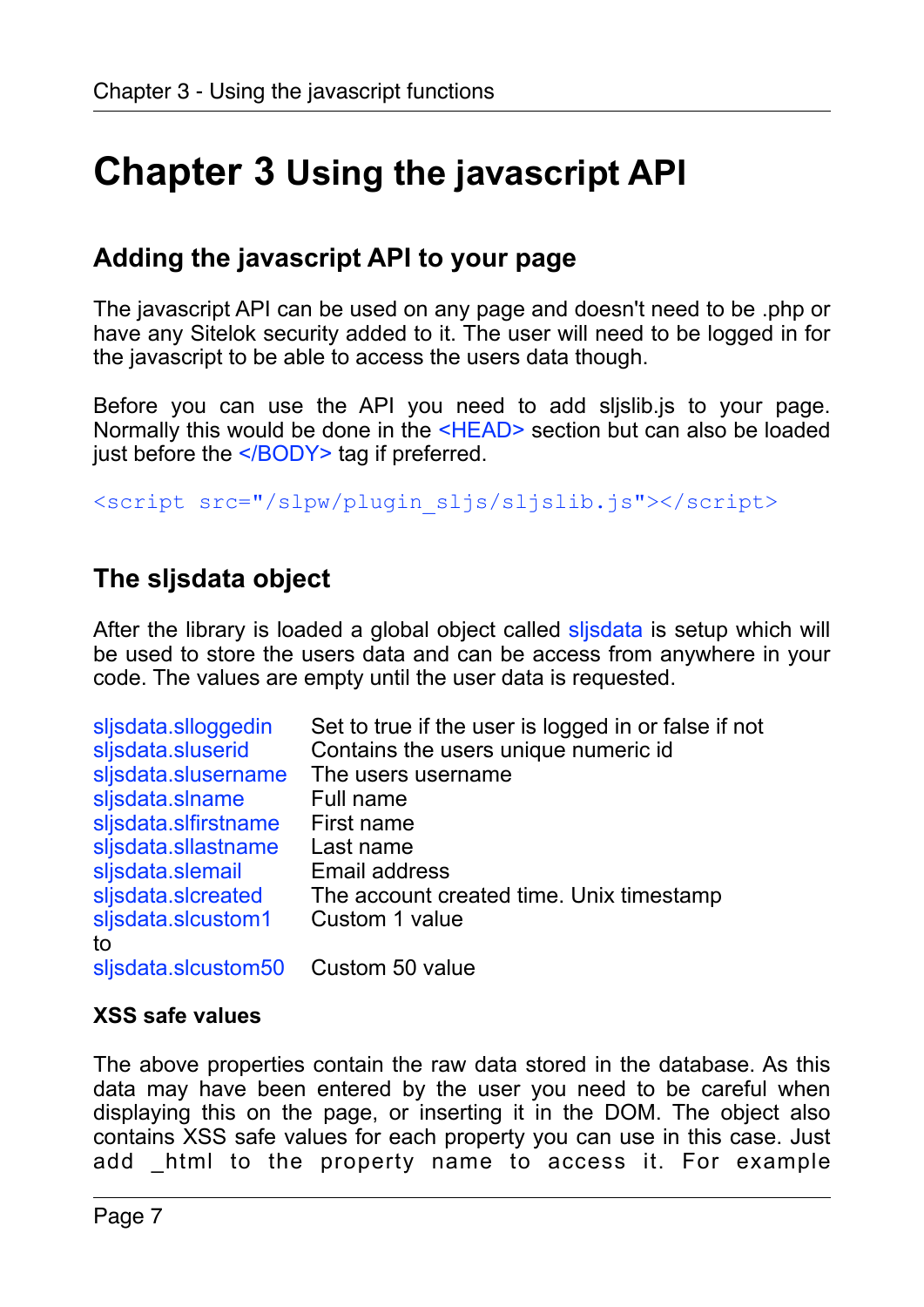# Chapter 3 Using the javascript API

## Adding the javascript API to your page

The javascript API can be used on any page and doesn't need to be .php or have any Sitelok security added to it. The user will need to be logged in for the javascript to be able to access the users data though.

Before you can use the API you need to add sljslib.js to your page. Normally this would be done in the <HEAD> section but can also be loaded just before the </BODY> tag if preferred.

```
<script src="/slpw/plugin_sljs/sljslib.js"></script>
```

## The sljsdata object

After the library is loaded a global object called sljsdata is setup which will be used to store the users data and can be access from anywhere in your code. The values are empty until the user data is requested.

| | |
|---|---|
| sljsdata.slloggedin | Set to true if the user is logged in or false if not |
| sljsdata.sluserid | Contains the users unique numeric id |
| sljsdata.slusername | The users username |
| sljsdata.slname | Full name |
| sljsdata.slfirstname | First name |
| sljsdata.sllastname | Last name |
| sljsdata.slemail | Email address |
| sljsdata.slcreated | The account created time. Unix timestamp |
| sljsdata.slcustom1 | Custom 1 value |
| to | |
| sljsdata.slcustom50 | Custom 50 value |

### XSS safe values

The above properties contain the raw data stored in the database. As this data may have been entered by the user you need to be careful when displaying this on the page, or inserting it in the DOM. The object also contains XSS safe values for each property you can use in this case. Just add _html to the property name to access it. For example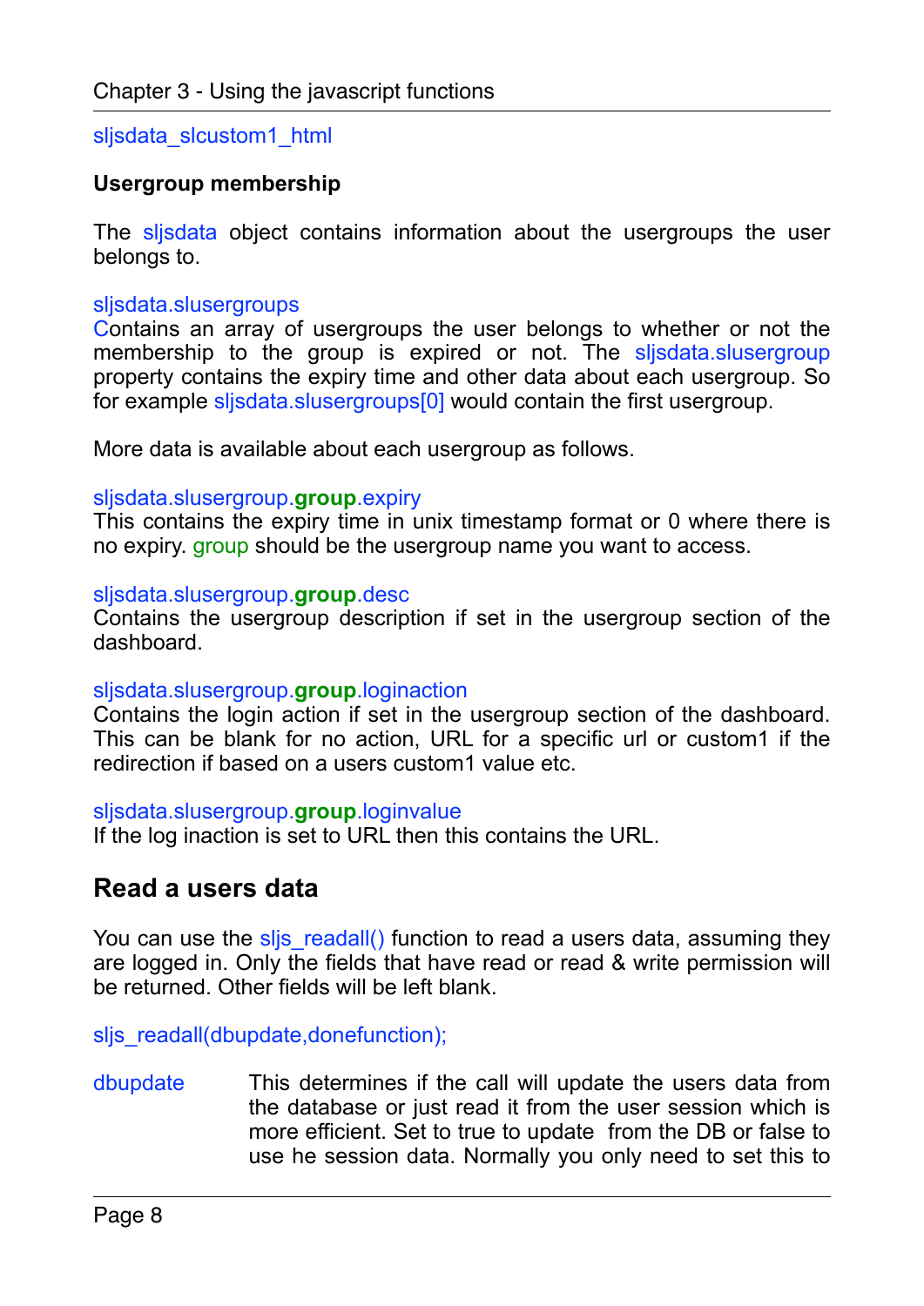sljsdata_slcustom1_html

**Usergroup membership**

The sljsdata object contains information about the usergroups the user belongs to.

sljsdata.slusergroups
Contains an array of usergroups the user belongs to whether or not the membership to the group is expired or not. The sljsdata.slusergroup property contains the expiry time and other data about each usergroup. So for example sljsdata.slusergroups[0] would contain the first usergroup.

More data is available about each usergroup as follows.

sljsdata.slusergroup.**group**.expiry
This contains the expiry time in unix timestamp format or 0 where there is no expiry. group should be the usergroup name you want to access.

sljsdata.slusergroup.**group**.desc
Contains the usergroup description if set in the usergroup section of the dashboard.

sljsdata.slusergroup.**group**.loginaction
Contains the login action if set in the usergroup section of the dashboard. This can be blank for no action, URL for a specific url or custom1 if the redirection if based on a users custom1 value etc.

sljsdata.slusergroup.**group**.loginvalue
If the log inaction is set to URL then this contains the URL.

## Read a users data

You can use the sljs_readall() function to read a users data, assuming they are logged in. Only the fields that have read or read & write permission will be returned. Other fields will be left blank.

sljs_readall(dbupdate,donefunction);

dbupdate — This determines if the call will update the users data from the database or just read it from the user session which is more efficient. Set to true to update from the DB or false to use he session data. Normally you only need to set this to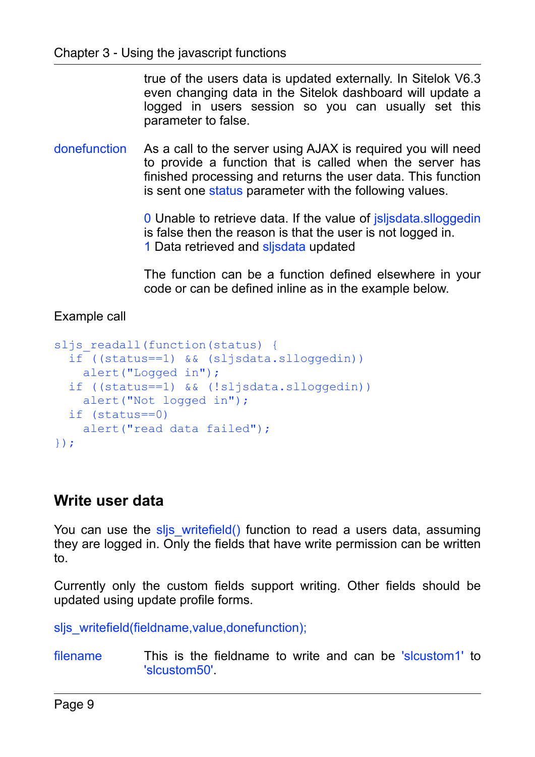true of the users data is updated externally. In Sitelok V6.3 even changing data in the Sitelok dashboard will update a logged in users session so you can usually set this parameter to false.

**donefunction** As a call to the server using AJAX is required you will need to provide a function that is called when the server has finished processing and returns the user data. This function is sent one status parameter with the following values.

0 Unable to retrieve data. If the value of jsljsdata.slloggedin is false then the reason is that the user is not logged in.
1 Data retrieved and sljsdata updated

The function can be a function defined elsewhere in your code or can be defined inline as in the example below.

Example call

```
sljs_readall(function(status) {
  if ((status==1) && (sljsdata.slloggedin))
    alert("Logged in");
  if ((status==1) && (!sljsdata.slloggedin))
    alert("Not logged in");
  if (status==0)
    alert("read data failed");
});
```

## Write user data

You can use the sljs_writefield() function to read a users data, assuming they are logged in. Only the fields that have write permission can be written to.

Currently only the custom fields support writing. Other fields should be updated using update profile forms.

sljs_writefield(fieldname,value,donefunction);

**filename** This is the fieldname to write and can be 'slcustom1' to 'slcustom50'.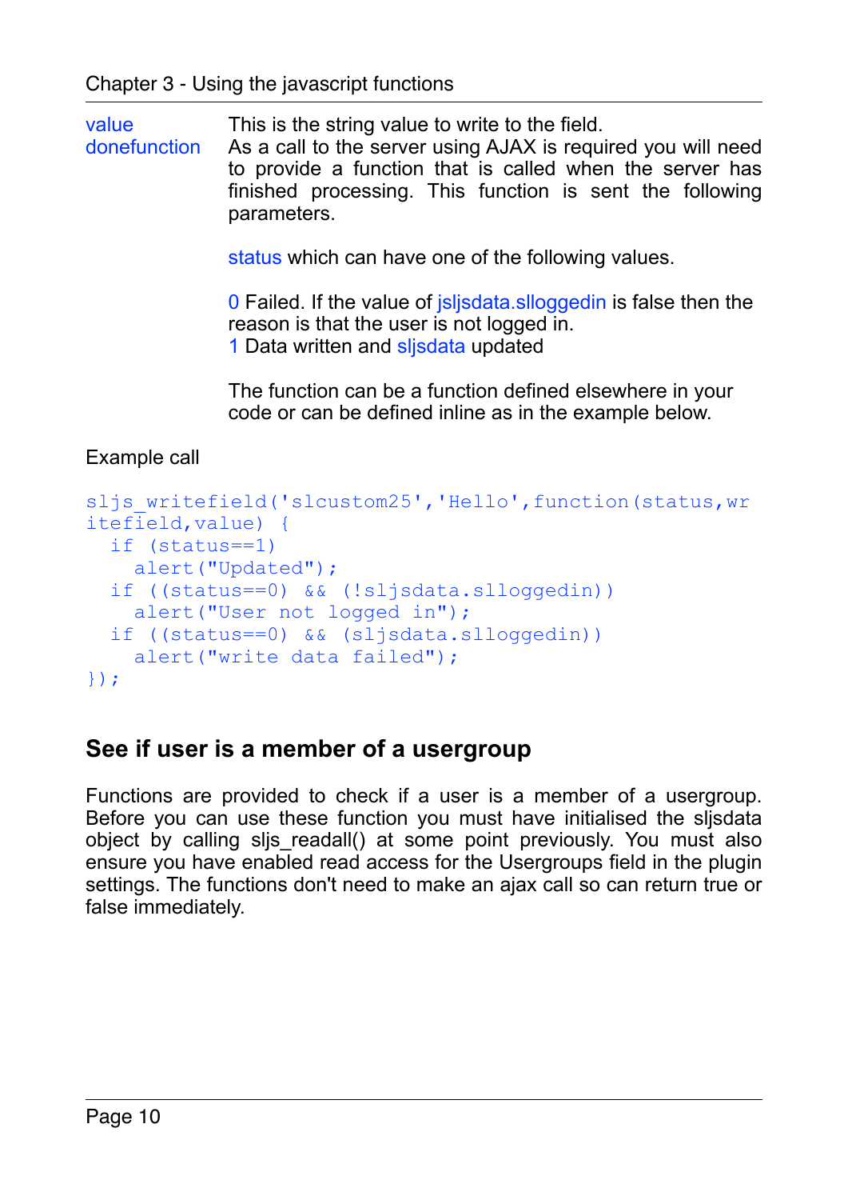**value** This is the string value to write to the field.

**donefunction** As a call to the server using AJAX is required you will need to provide a function that is called when the server has finished processing. This function is sent the following parameters.

status which can have one of the following values.

0 Failed. If the value of jsljsdata.slloggedin is false then the reason is that the user is not logged in.
1 Data written and sljsdata updated

The function can be a function defined elsewhere in your code or can be defined inline as in the example below.

Example call

```
sljs_writefield('slcustom25','Hello',function(status,wr
itefield,value) {
  if (status==1)
    alert("Updated");
  if ((status==0) && (!sljsdata.slloggedin))
    alert("User not logged in");
  if ((status==0) && (sljsdata.slloggedin))
    alert("write data failed");
});
```

## See if user is a member of a usergroup

Functions are provided to check if a user is a member of a usergroup. Before you can use these function you must have initialised the sljsdata object by calling sljs_readall() at some point previously. You must also ensure you have enabled read access for the Usergroups field in the plugin settings. The functions don't need to make an ajax call so can return true or false immediately.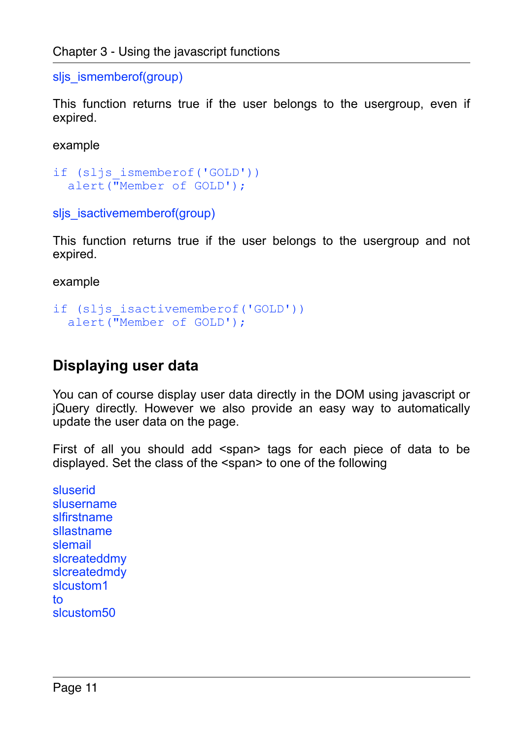sljs_ismemberof(group)

This function returns true if the user belongs to the usergroup, even if expired.

example

```
if (sljs_ismemberof('GOLD'))
  alert("Member of GOLD');
```

sljs_isactivememberof(group)

This function returns true if the user belongs to the usergroup and not expired.

example

```
if (sljs_isactivememberof('GOLD'))
  alert("Member of GOLD');
```

## Displaying user data

You can of course display user data directly in the DOM using javascript or jQuery directly. However we also provide an easy way to automatically update the user data on the page.

First of all you should add <span> tags for each piece of data to be displayed. Set the class of the <span> to one of the following

sluserid
slusername
slfirstname
sllastname
slemail
slcreateddmy
slcreatedmdy
slcustom1
to
slcustom50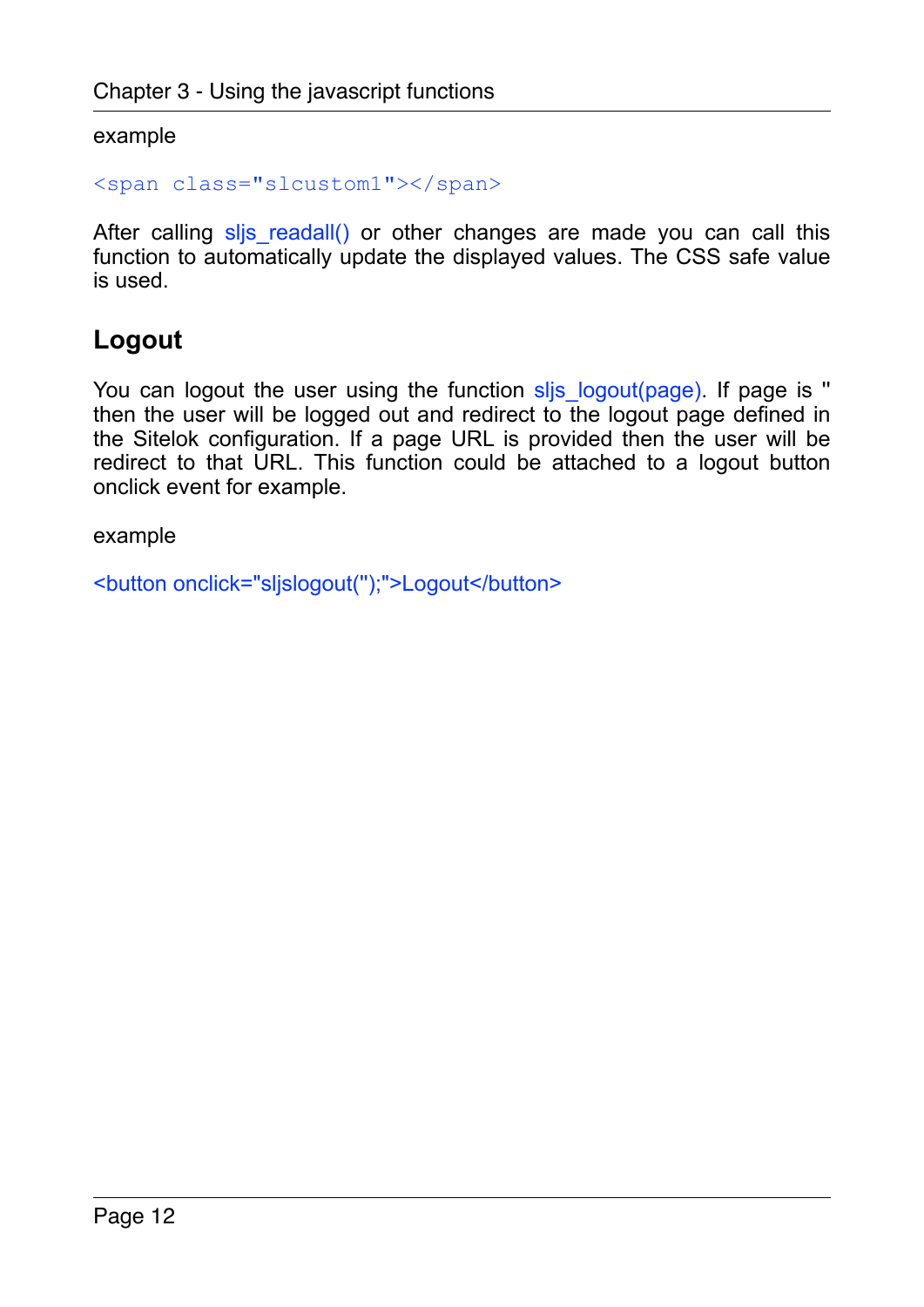example

```
<span class="slcustom1"></span>
```

After calling sljs_readall() or other changes are made you can call this function to automatically update the displayed values. The CSS safe value is used.

## Logout

You can logout the user using the function sljs_logout(page). If page is '' then the user will be logged out and redirect to the logout page defined in the Sitelok configuration. If a page URL is provided then the user will be redirect to that URL. This function could be attached to a logout button onclick event for example.

example

```
<button onclick="sljslogout('');">Logout</button>
```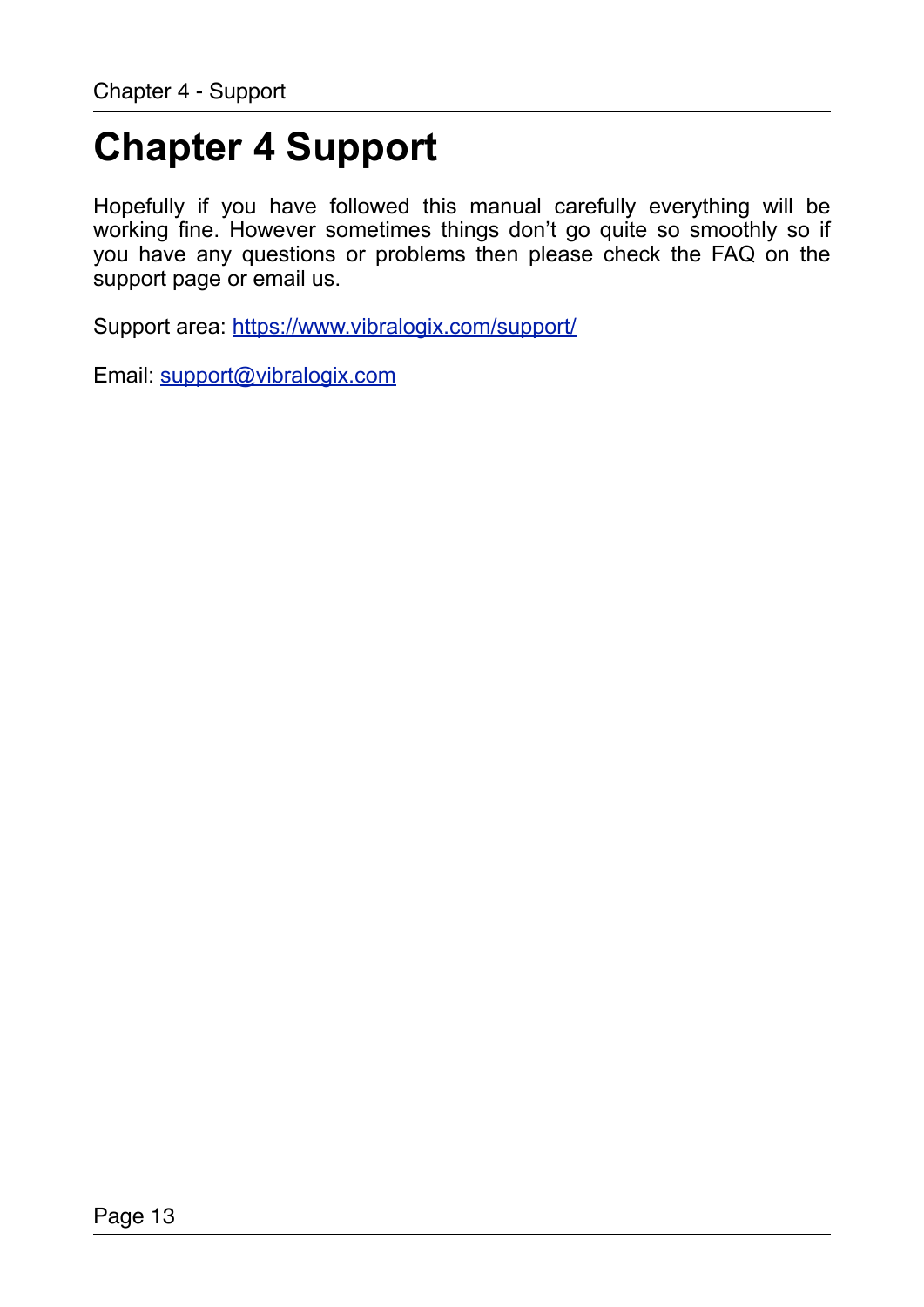# Chapter 4 Support

Hopefully if you have followed this manual carefully everything will be working fine. However sometimes things don't go quite so smoothly so if you have any questions or problems then please check the FAQ on the support page or email us.

Support area: [https://www.vibralogix.com/support/](https://www.vibralogix.com/support/)

Email: [support@vibralogix.com](mailto:support@vibralogix.com)